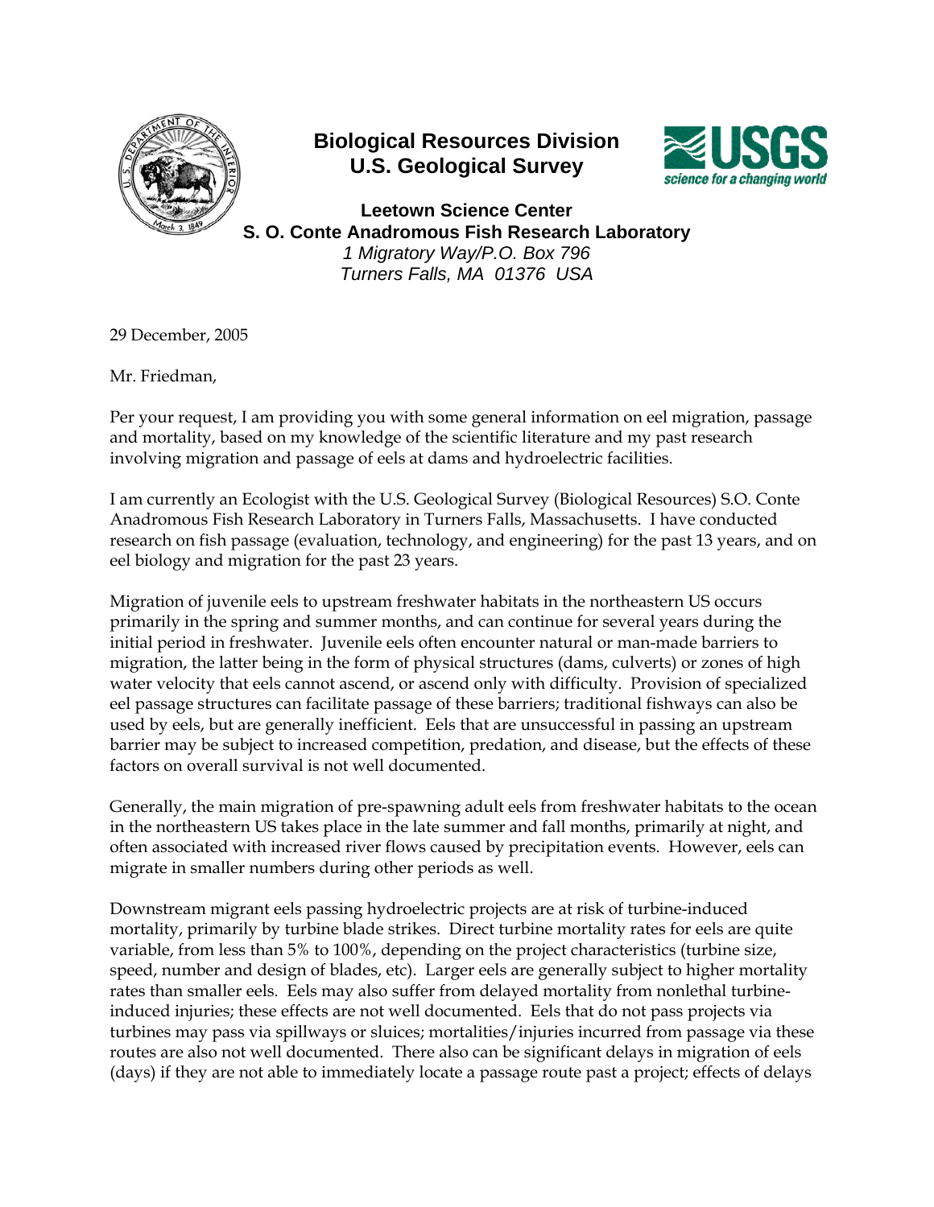**Biological Resources Division**
**U.S. Geological Survey**

**Leetown Science Center**
**S. O. Conte Anadromous Fish Research Laboratory**
*1 Migratory Way/P.O. Box 796*
*Turners Falls, MA 01376 USA*

29 December, 2005

Mr. Friedman,

Per your request, I am providing you with some general information on eel migration, passage and mortality, based on my knowledge of the scientific literature and my past research involving migration and passage of eels at dams and hydroelectric facilities.

I am currently an Ecologist with the U.S. Geological Survey (Biological Resources) S.O. Conte Anadromous Fish Research Laboratory in Turners Falls, Massachusetts. I have conducted research on fish passage (evaluation, technology, and engineering) for the past 13 years, and on eel biology and migration for the past 23 years.

Migration of juvenile eels to upstream freshwater habitats in the northeastern US occurs primarily in the spring and summer months, and can continue for several years during the initial period in freshwater. Juvenile eels often encounter natural or man-made barriers to migration, the latter being in the form of physical structures (dams, culverts) or zones of high water velocity that eels cannot ascend, or ascend only with difficulty. Provision of specialized eel passage structures can facilitate passage of these barriers; traditional fishways can also be used by eels, but are generally inefficient. Eels that are unsuccessful in passing an upstream barrier may be subject to increased competition, predation, and disease, but the effects of these factors on overall survival is not well documented.

Generally, the main migration of pre-spawning adult eels from freshwater habitats to the ocean in the northeastern US takes place in the late summer and fall months, primarily at night, and often associated with increased river flows caused by precipitation events. However, eels can migrate in smaller numbers during other periods as well.

Downstream migrant eels passing hydroelectric projects are at risk of turbine-induced mortality, primarily by turbine blade strikes. Direct turbine mortality rates for eels are quite variable, from less than 5% to 100%, depending on the project characteristics (turbine size, speed, number and design of blades, etc). Larger eels are generally subject to higher mortality rates than smaller eels. Eels may also suffer from delayed mortality from nonlethal turbine-induced injuries; these effects are not well documented. Eels that do not pass projects via turbines may pass via spillways or sluices; mortalities/injuries incurred from passage via these routes are also not well documented. There also can be significant delays in migration of eels (days) if they are not able to immediately locate a passage route past a project; effects of delays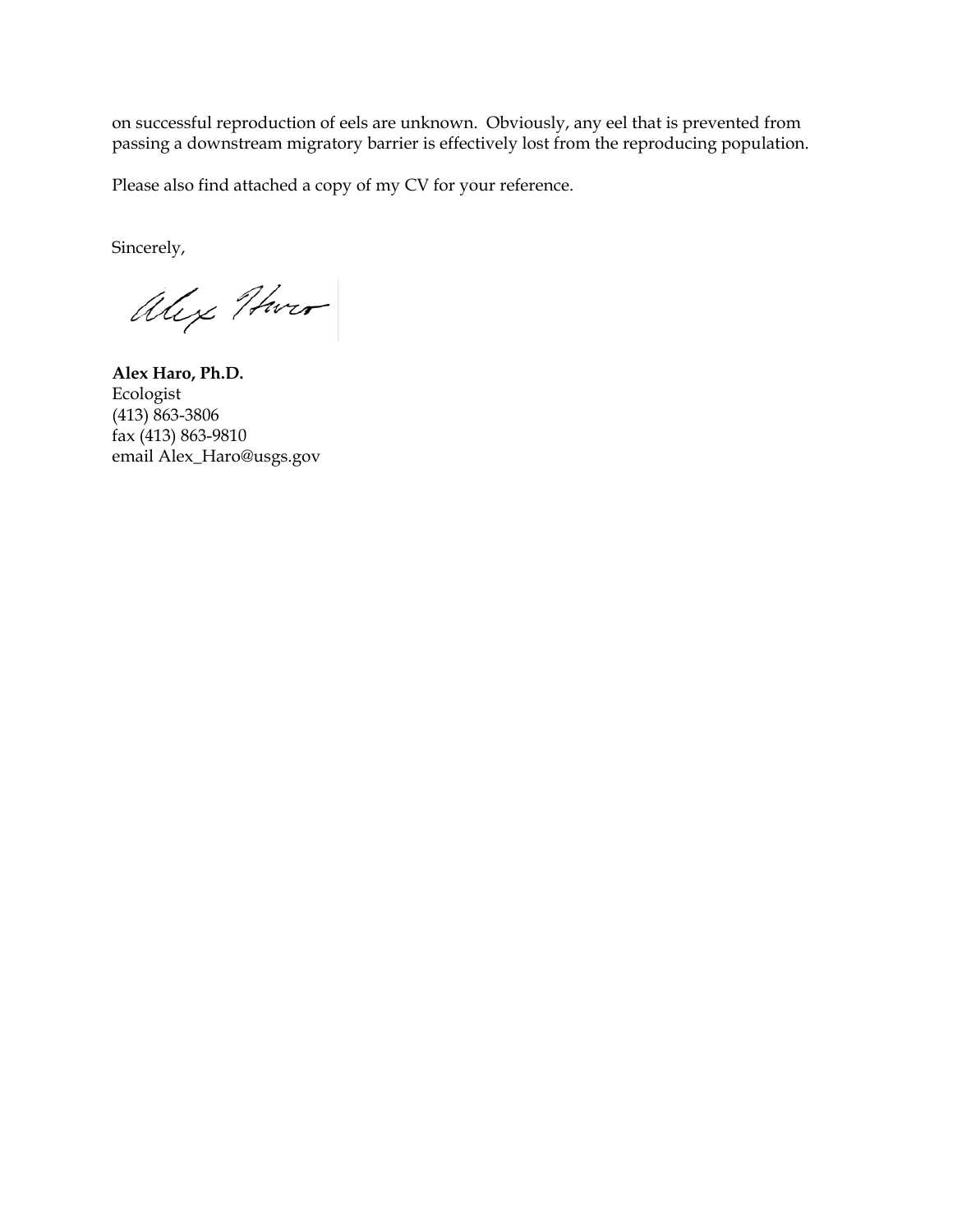on successful reproduction of eels are unknown. Obviously, any eel that is prevented from passing a downstream migratory barrier is effectively lost from the reproducing population.

Please also find attached a copy of my CV for your reference.

Sincerely,

Alex Haro

**Alex Haro, Ph.D.**
Ecologist
(413) 863-3806
fax (413) 863-9810
email Alex_Haro@usgs.gov